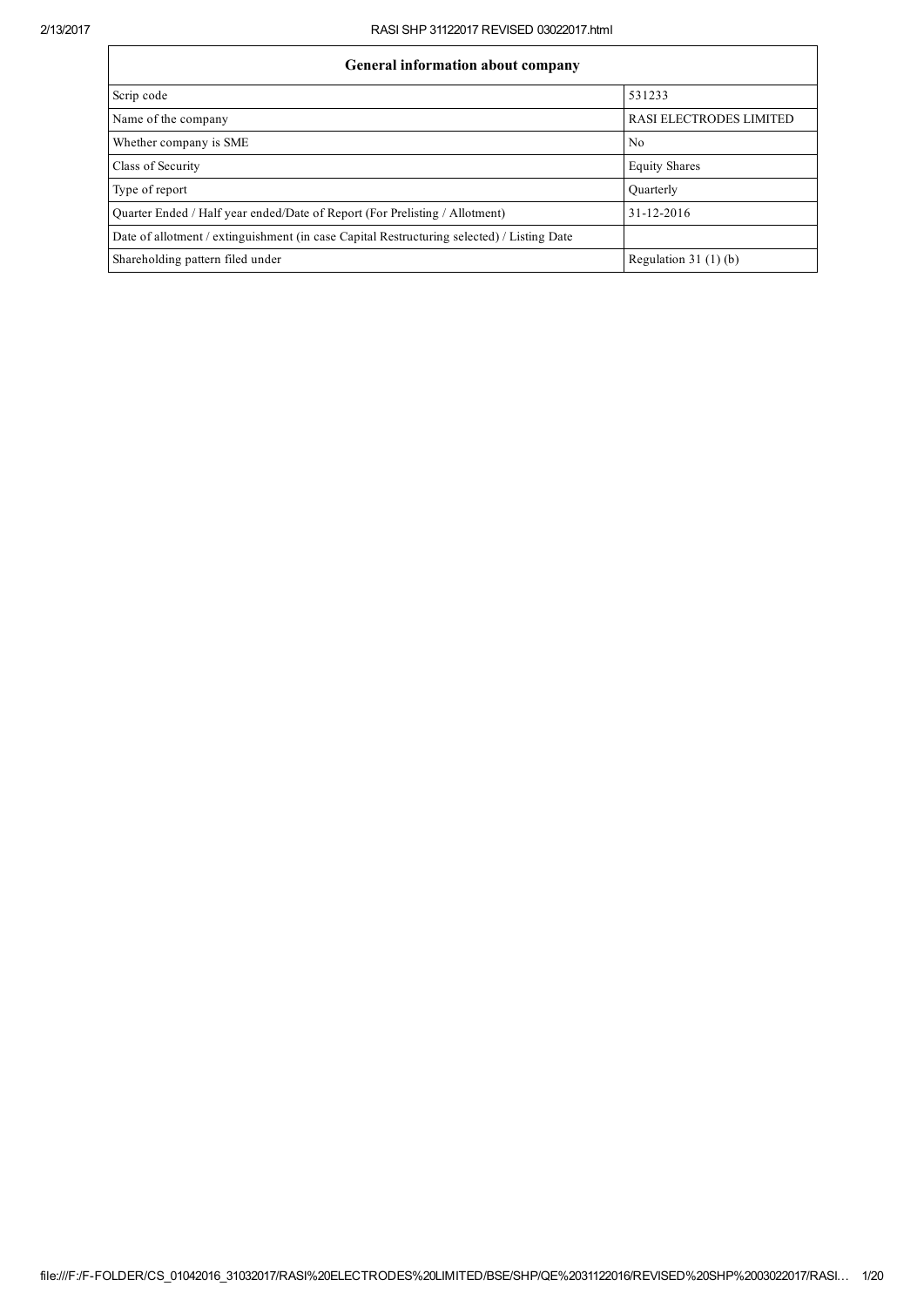| General information about company | |
|---|---|
| Scrip code | 531233 |
| Name of the company | RASI ELECTRODES LIMITED |
| Whether company is SME | No |
| Class of Security | Equity Shares |
| Type of report | Quarterly |
| Quarter Ended / Half year ended/Date of Report (For Prelisting / Allotment) | 31-12-2016 |
| Date of allotment / extinguishment (in case Capital Restructuring selected) / Listing Date | |
| Shareholding pattern filed under | Regulation 31 (1) (b) |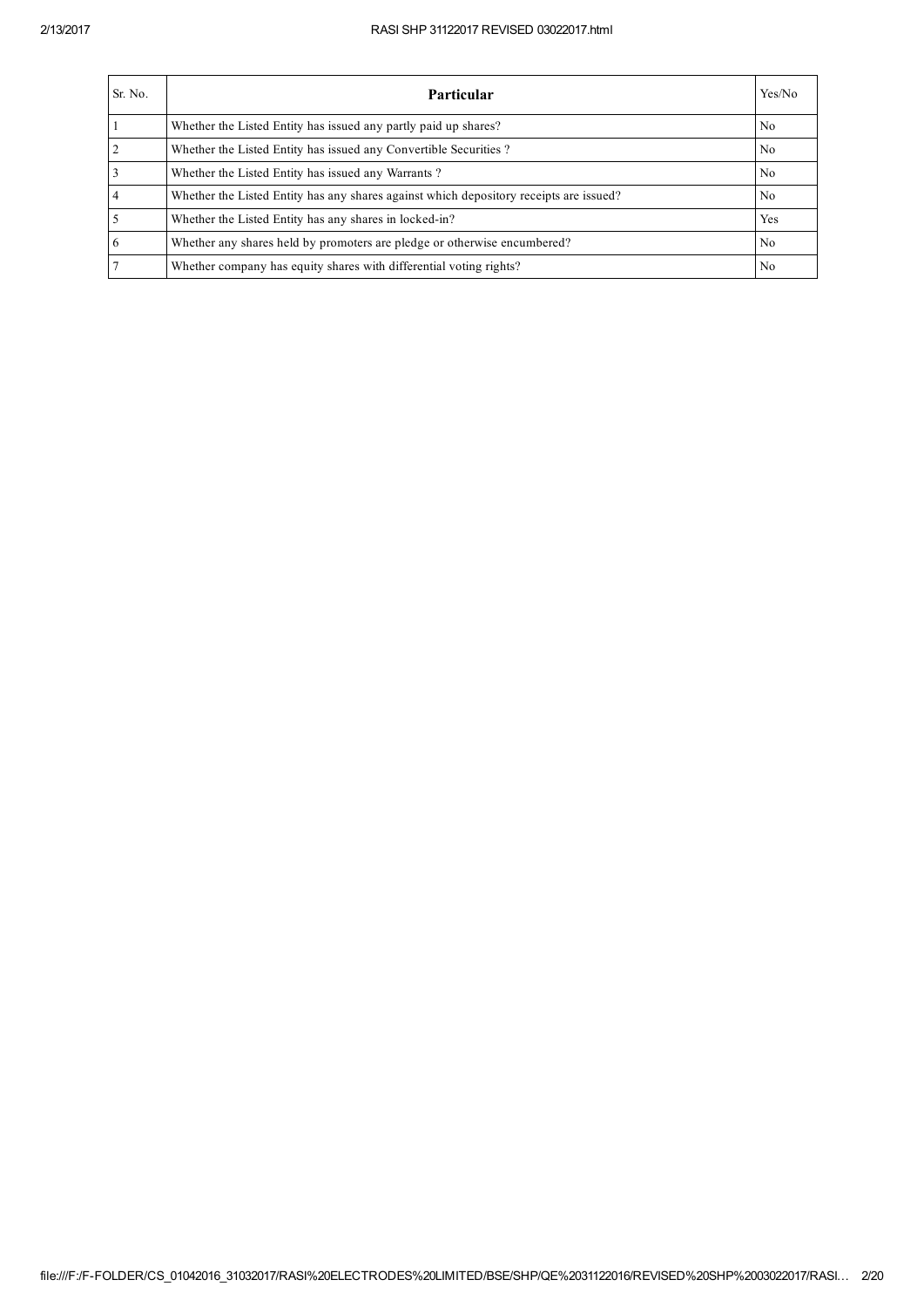| Sr. No. | Particular | Yes/No |
|---|---|---|
| 1 | Whether the Listed Entity has issued any partly paid up shares? | No |
| 2 | Whether the Listed Entity has issued any Convertible Securities ? | No |
| 3 | Whether the Listed Entity has issued any Warrants ? | No |
| 4 | Whether the Listed Entity has any shares against which depository receipts are issued? | No |
| 5 | Whether the Listed Entity has any shares in locked-in? | Yes |
| 6 | Whether any shares held by promoters are pledge or otherwise encumbered? | No |
| 7 | Whether company has equity shares with differential voting rights? | No |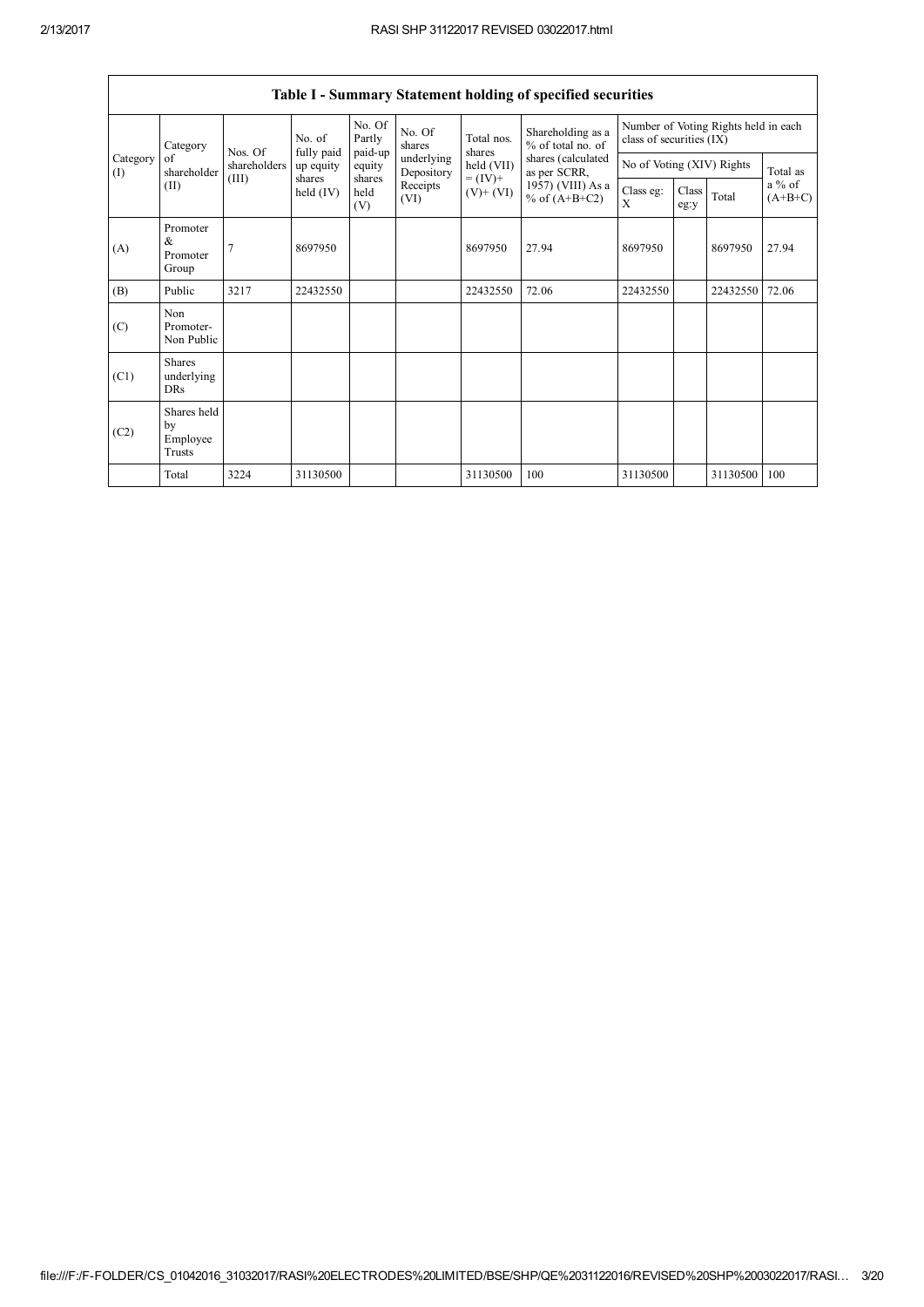## Table I - Summary Statement holding of specified securities

| Category (I) | Category of shareholder (II) | Nos. Of shareholders (III) | No. of fully paid up equity shares held (IV) | No. Of Partly paid-up equity shares held (V) | No. Of shares underlying Depository Receipts (VI) | Total nos. shares held (VII) = (IV)+ (V)+ (VI) | Shareholding as a % of total no. of shares (calculated as per SCRR, 1957) (VIII) As a % of (A+B+C2) | Number of Voting Rights held in each class of securities (IX) | | | |
|---|---|---|---|---|---|---|---|---|---|---|---|
| | | | | | | | | No of Voting (XIV) Rights | | | Total as a % of (A+B+C) |
| | | | | | | | | Class eg: X | Class eg:y | Total | |
| (A) | Promoter & Promoter Group | 7 | 8697950 | | | 8697950 | 27.94 | 8697950 | | 8697950 | 27.94 |
| (B) | Public | 3217 | 22432550 | | | 22432550 | 72.06 | 22432550 | | 22432550 | 72.06 |
| (C) | Non Promoter- Non Public | | | | | | | | | | |
| (C1) | Shares underlying DRs | | | | | | | | | | |
| (C2) | Shares held by Employee Trusts | | | | | | | | | | |
| | Total | 3224 | 31130500 | | | 31130500 | 100 | 31130500 | | 31130500 | 100 |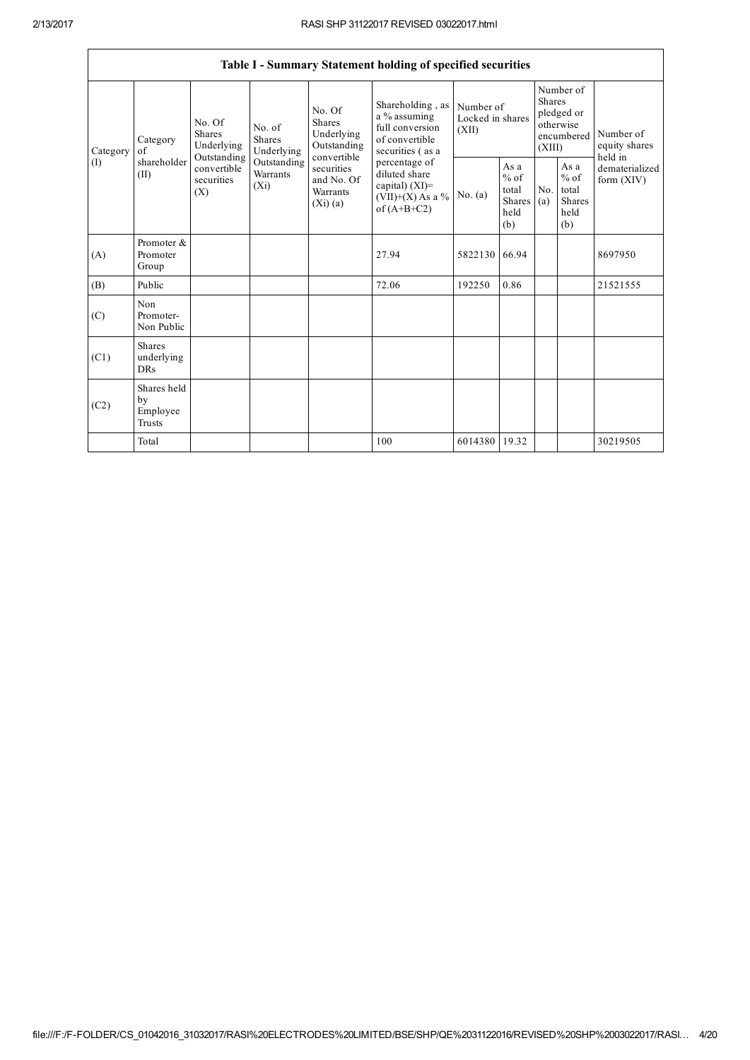| Table I - Summary Statement holding of specified securities | | | | | | | | | | | |
|---|---|---|---|---|---|---|---|---|---|---|---|
| Category (I) | Category of shareholder (II) | No. Of Shares Underlying Outstanding convertible securities (X) | No. of Shares Underlying Outstanding Warrants (Xi) | No. Of Shares Underlying Outstanding convertible securities and No. Of Warrants (Xi) (a) | Shareholding , as a % assuming full conversion of convertible securities ( as a percentage of diluted share capital) (XI)= (VII)+(X) As a % of (A+B+C2) | Number of Locked in shares (XII) | | Number of Shares pledged or otherwise encumbered (XIII) | | Number of equity shares held in dematerialized form (XIV) |
| | | | | | | No. (a) | As a % of total Shares held (b) | No. (a) | As a % of total Shares held (b) | |
| (A) | Promoter & Promoter Group | | | | 27.94 | 5822130 | 66.94 | | | 8697950 |
| (B) | Public | | | | 72.06 | 192250 | 0.86 | | | 21521555 |
| (C) | Non Promoter- Non Public | | | | | | | | | |
| (C1) | Shares underlying DRs | | | | | | | | | |
| (C2) | Shares held by Employee Trusts | | | | | | | | | |
| | Total | | | | 100 | 6014380 | 19.32 | | | 30219505 |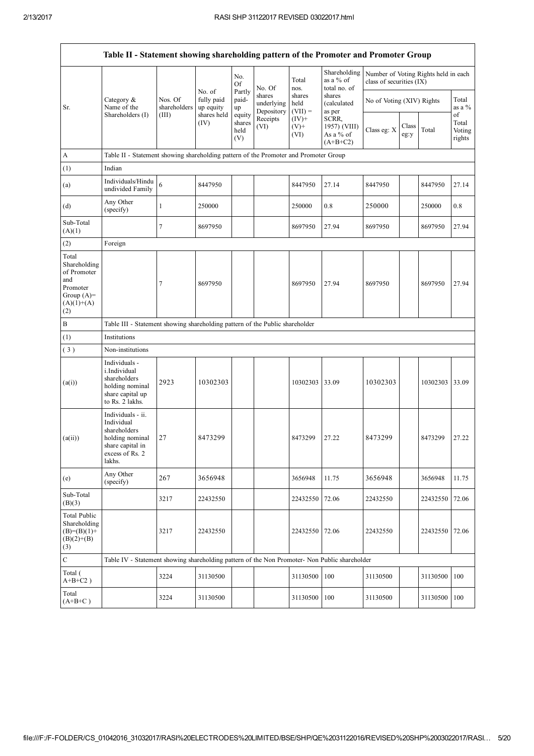| Table II - Statement showing shareholding pattern of the Promoter and Promoter Group | | | | | | | | | | | |
|---|---|---|---|---|---|---|---|---|---|---|---|
| Sr. | Category & Name of the Shareholders (I) | Nos. Of shareholders (III) | No. of fully paid up equity shares held (IV) | No. Of Partly paid-up equity shares held (V) | No. Of shares underlying Depository Receipts (VI) | Total nos. shares held (VII) = (IV)+ (V)+ (VI) | Shareholding as a % of total no. of shares (calculated as per SCRR, 1957) (VIII) As a % of (A+B+C2) | Number of Voting Rights held in each class of securities (IX) | | | |
| | | | | | | | | No of Voting (XIV) Rights | | | Total as a % of Total Voting rights |
| | | | | | | | | Class eg: X | Class eg:y | Total | |
| A | Table II - Statement showing shareholding pattern of the Promoter and Promoter Group | | | | | | | | | | |
| (1) | Indian | | | | | | | | | | |
| (a) | Individuals/Hindu undivided Family | 6 | 8447950 | | | 8447950 | 27.14 | 8447950 | | 8447950 | 27.14 |
| (d) | Any Other (specify) | 1 | 250000 | | | 250000 | 0.8 | 250000 | | 250000 | 0.8 |
| Sub-Total (A)(1) | | 7 | 8697950 | | | 8697950 | 27.94 | 8697950 | | 8697950 | 27.94 |
| (2) | Foreign | | | | | | | | | | |
| Total Shareholding of Promoter and Promoter Group (A)= (A)(1)+(A)(2) | | 7 | 8697950 | | | 8697950 | 27.94 | 8697950 | | 8697950 | 27.94 |
| B | Table III - Statement showing shareholding pattern of the Public shareholder | | | | | | | | | | |
| (1) | Institutions | | | | | | | | | | |
| (3) | Non-institutions | | | | | | | | | | |
| (a(i)) | Individuals - i.Individual shareholders holding nominal share capital up to Rs. 2 lakhs. | 2923 | 10302303 | | | 10302303 | 33.09 | 10302303 | | 10302303 | 33.09 |
| (a(ii)) | Individuals - ii. Individual shareholders holding nominal share capital in excess of Rs. 2 lakhs. | 27 | 8473299 | | | 8473299 | 27.22 | 8473299 | | 8473299 | 27.22 |
| (e) | Any Other (specify) | 267 | 3656948 | | | 3656948 | 11.75 | 3656948 | | 3656948 | 11.75 |
| Sub-Total (B)(3) | | 3217 | 22432550 | | | 22432550 | 72.06 | 22432550 | | 22432550 | 72.06 |
| Total Public Shareholding (B)=(B)(1)+(B)(2)+(B)(3) | | 3217 | 22432550 | | | 22432550 | 72.06 | 22432550 | | 22432550 | 72.06 |
| C | Table IV - Statement showing shareholding pattern of the Non Promoter- Non Public shareholder | | | | | | | | | | |
| Total ( A+B+C2 ) | | 3224 | 31130500 | | | 31130500 | 100 | 31130500 | | 31130500 | 100 |
| Total (A+B+C ) | | 3224 | 31130500 | | | 31130500 | 100 | 31130500 | | 31130500 | 100 |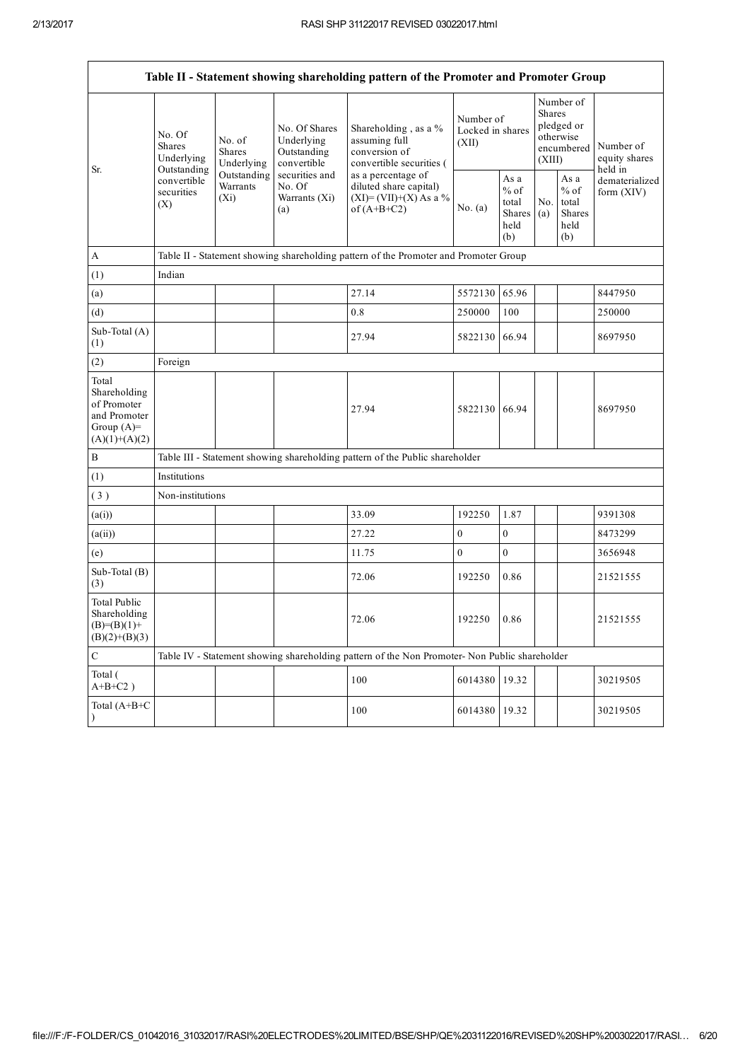| Table II - Statement showing shareholding pattern of the Promoter and Promoter Group | | | | | | | | | |
|---|---|---|---|---|---|---|---|---|---|
| Sr. | No. Of Shares Underlying Outstanding convertible securities (X) | No. of Shares Underlying Outstanding Warrants (Xi) | No. Of Shares Underlying Outstanding convertible securities and No. Of Warrants (Xi) (a) | Shareholding , as a % assuming full conversion of convertible securities ( as a percentage of diluted share capital) (XI)= (VII)+(X) As a % of (A+B+C2) | Number of Locked in shares (XII) | | Number of Shares pledged or otherwise encumbered (XIII) | | Number of equity shares held in dematerialized form (XIV) |
| | | | | | No. (a) | As a % of total Shares held (b) | No. (a) | As a % of total Shares held (b) | |
| A | Table II - Statement showing shareholding pattern of the Promoter and Promoter Group | | | | | | | | |
| (1) | Indian | | | | | | | | |
| (a) | | | | 27.14 | 5572130 | 65.96 | | | 8447950 |
| (d) | | | | 0.8 | 250000 | 100 | | | 250000 |
| Sub-Total (A) (1) | | | | 27.94 | 5822130 | 66.94 | | | 8697950 |
| (2) | Foreign | | | | | | | | |
| Total Shareholding of Promoter and Promoter Group (A)= (A)(1)+(A)(2) | | | | 27.94 | 5822130 | 66.94 | | | 8697950 |
| B | Table III - Statement showing shareholding pattern of the Public shareholder | | | | | | | | |
| (1) | Institutions | | | | | | | | |
| (3) | Non-institutions | | | | | | | | |
| (a(i)) | | | | 33.09 | 192250 | 1.87 | | | 9391308 |
| (a(ii)) | | | | 27.22 | 0 | 0 | | | 8473299 |
| (e) | | | | 11.75 | 0 | 0 | | | 3656948 |
| Sub-Total (B) (3) | | | | 72.06 | 192250 | 0.86 | | | 21521555 |
| Total Public Shareholding (B)=(B)(1)+(B)(2)+(B)(3) | | | | 72.06 | 192250 | 0.86 | | | 21521555 |
| C | Table IV - Statement showing shareholding pattern of the Non Promoter- Non Public shareholder | | | | | | | | |
| Total ( A+B+C2 ) | | | | 100 | 6014380 | 19.32 | | | 30219505 |
| Total (A+B+C ) | | | | 100 | 6014380 | 19.32 | | | 30219505 |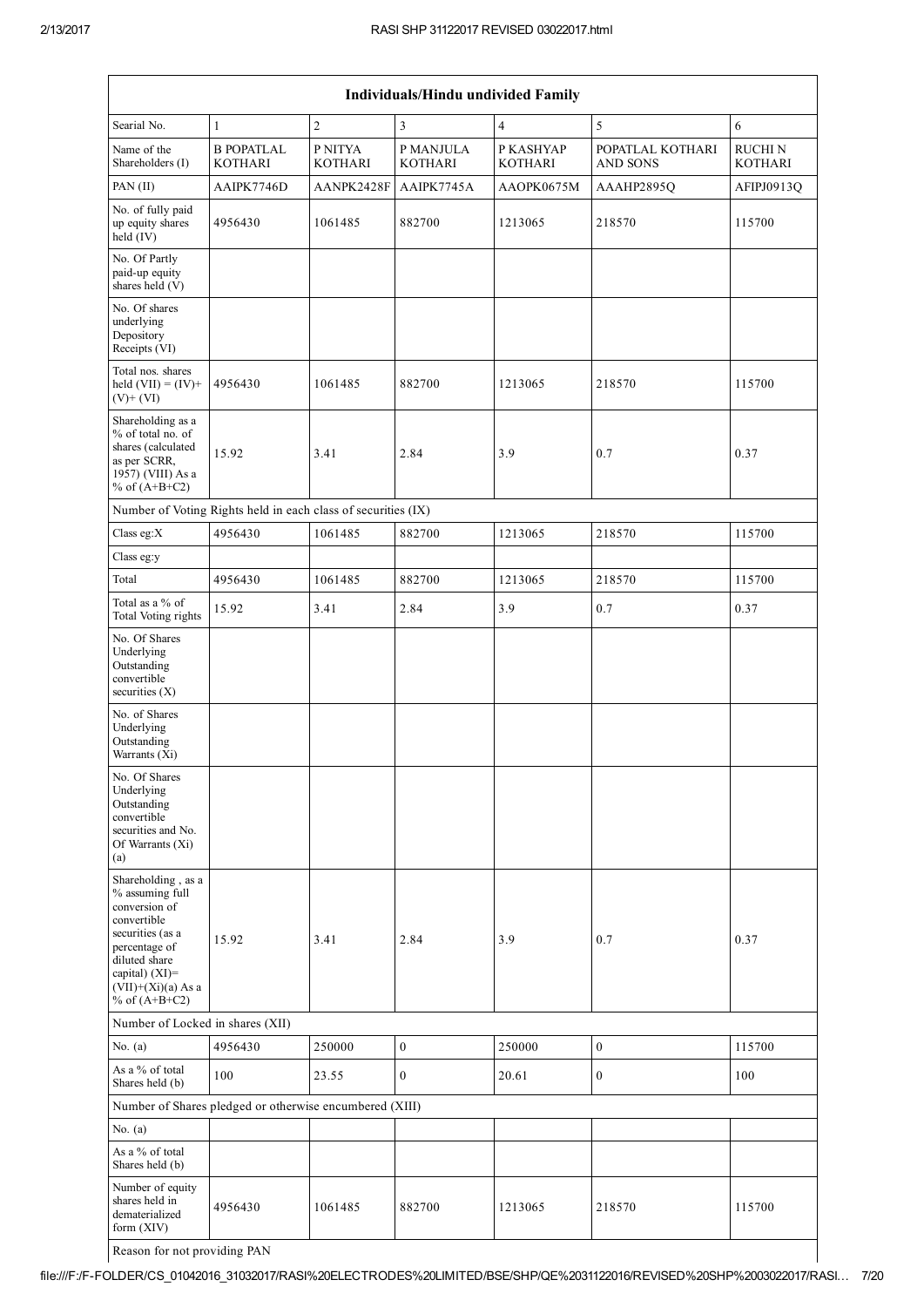| Individuals/Hindu undivided Family | | | | | | |
|---|---|---|---|---|---|---|
| Searial No. | 1 | 2 | 3 | 4 | 5 | 6 |
| Name of the Shareholders (I) | B POPATLAL KOTHARI | P NITYA KOTHARI | P MANJULA KOTHARI | P KASHYAP KOTHARI | POPATLAL KOTHARI AND SONS | RUCHI N KOTHARI |
| PAN (II) | AAIPK7746D | AANPK2428F | AAIPK7745A | AAOPK0675M | AAAHP2895Q | AFIPJ0913Q |
| No. of fully paid up equity shares held (IV) | 4956430 | 1061485 | 882700 | 1213065 | 218570 | 115700 |
| No. Of Partly paid-up equity shares held (V) | | | | | | |
| No. Of shares underlying Depository Receipts (VI) | | | | | | |
| Total nos. shares held (VII) = (IV)+ (V)+ (VI) | 4956430 | 1061485 | 882700 | 1213065 | 218570 | 115700 |
| Shareholding as a % of total no. of shares (calculated as per SCRR, 1957) (VIII) As a % of (A+B+C2) | 15.92 | 3.41 | 2.84 | 3.9 | 0.7 | 0.37 |
| Number of Voting Rights held in each class of securities (IX) | | | | | | |
| Class eg:X | 4956430 | 1061485 | 882700 | 1213065 | 218570 | 115700 |
| Class eg:y | | | | | | |
| Total | 4956430 | 1061485 | 882700 | 1213065 | 218570 | 115700 |
| Total as a % of Total Voting rights | 15.92 | 3.41 | 2.84 | 3.9 | 0.7 | 0.37 |
| No. Of Shares Underlying Outstanding convertible securities (X) | | | | | | |
| No. of Shares Underlying Outstanding Warrants (Xi) | | | | | | |
| No. Of Shares Underlying Outstanding convertible securities and No. Of Warrants (Xi) (a) | | | | | | |
| Shareholding , as a % assuming full conversion of convertible securities (as a percentage of diluted share capital) (XI)= (VII)+(Xi)(a) As a % of (A+B+C2) | 15.92 | 3.41 | 2.84 | 3.9 | 0.7 | 0.37 |
| Number of Locked in shares (XII) | | | | | | |
| No. (a) | 4956430 | 250000 | 0 | 250000 | 0 | 115700 |
| As a % of total Shares held (b) | 100 | 23.55 | 0 | 20.61 | 0 | 100 |
| Number of Shares pledged or otherwise encumbered (XIII) | | | | | | |
| No. (a) | | | | | | |
| As a % of total Shares held (b) | | | | | | |
| Number of equity shares held in dematerialized form (XIV) | 4956430 | 1061485 | 882700 | 1213065 | 218570 | 115700 |
| Reason for not providing PAN | | | | | | |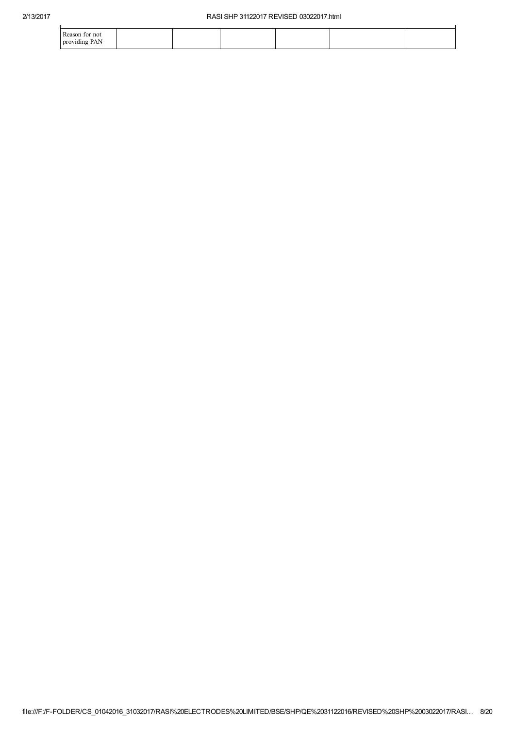| | | | | | | |
|---|---|---|---|---|---|---|
| Reason for not providing PAN | | | | | | |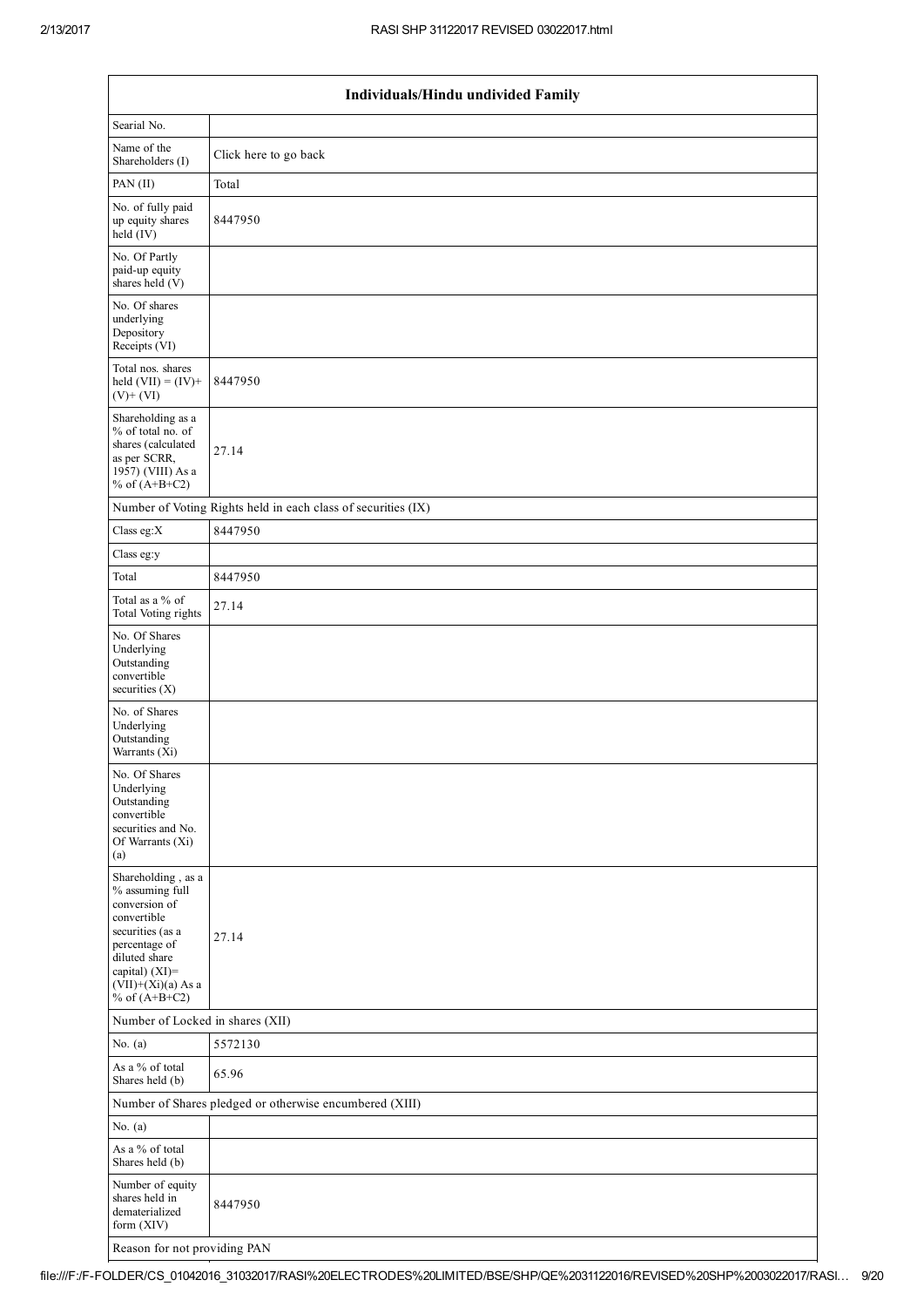| Individuals/Hindu undivided Family | |
|---|---|
| Searial No. | |
| Name of the Shareholders (I) | Click here to go back |
| PAN (II) | Total |
| No. of fully paid up equity shares held (IV) | 8447950 |
| No. Of Partly paid-up equity shares held (V) | |
| No. Of shares underlying Depository Receipts (VI) | |
| Total nos. shares held (VII) = (IV)+ (V)+ (VI) | 8447950 |
| Shareholding as a % of total no. of shares (calculated as per SCRR, 1957) (VIII) As a % of (A+B+C2) | 27.14 |
| Number of Voting Rights held in each class of securities (IX) | |
| Class eg:X | 8447950 |
| Class eg:y | |
| Total | 8447950 |
| Total as a % of Total Voting rights | 27.14 |
| No. Of Shares Underlying Outstanding convertible securities (X) | |
| No. of Shares Underlying Outstanding Warrants (Xi) | |
| No. Of Shares Underlying Outstanding convertible securities and No. Of Warrants (Xi) (a) | |
| Shareholding , as a % assuming full conversion of convertible securities (as a percentage of diluted share capital) (XI)= (VII)+(Xi)(a) As a % of (A+B+C2) | 27.14 |
| Number of Locked in shares (XII) | |
| No. (a) | 5572130 |
| As a % of total Shares held (b) | 65.96 |
| Number of Shares pledged or otherwise encumbered (XIII) | |
| No. (a) | |
| As a % of total Shares held (b) | |
| Number of equity shares held in dematerialized form (XIV) | 8447950 |
| Reason for not providing PAN | |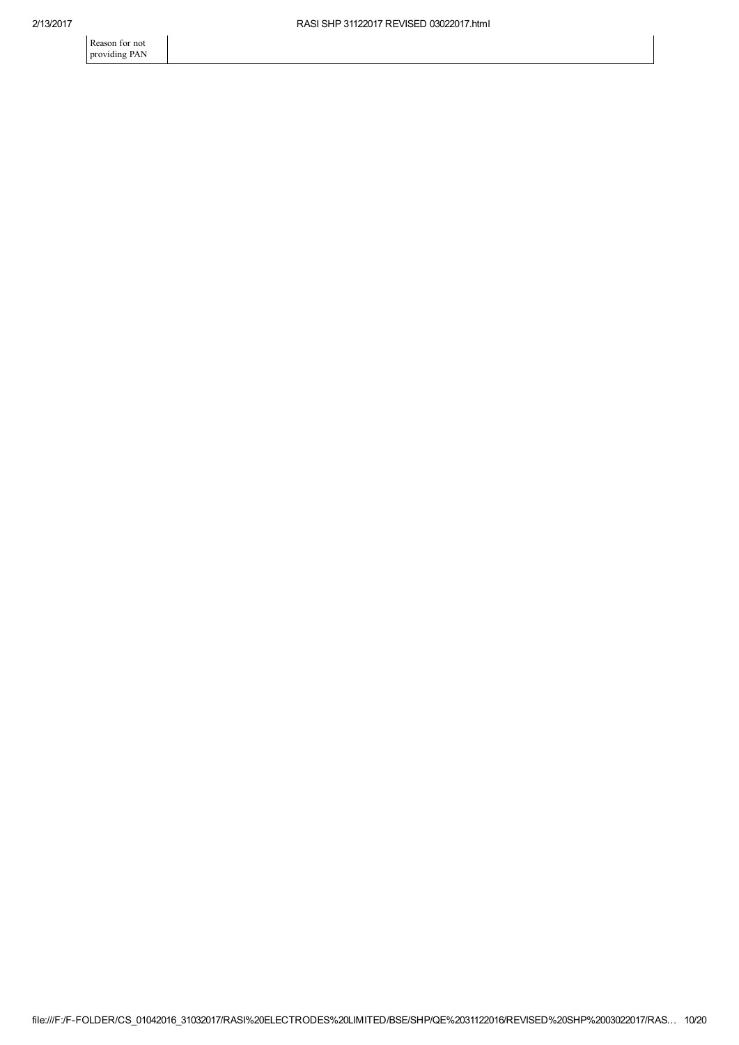| | |
|---|---|
| Reason for not providing PAN | |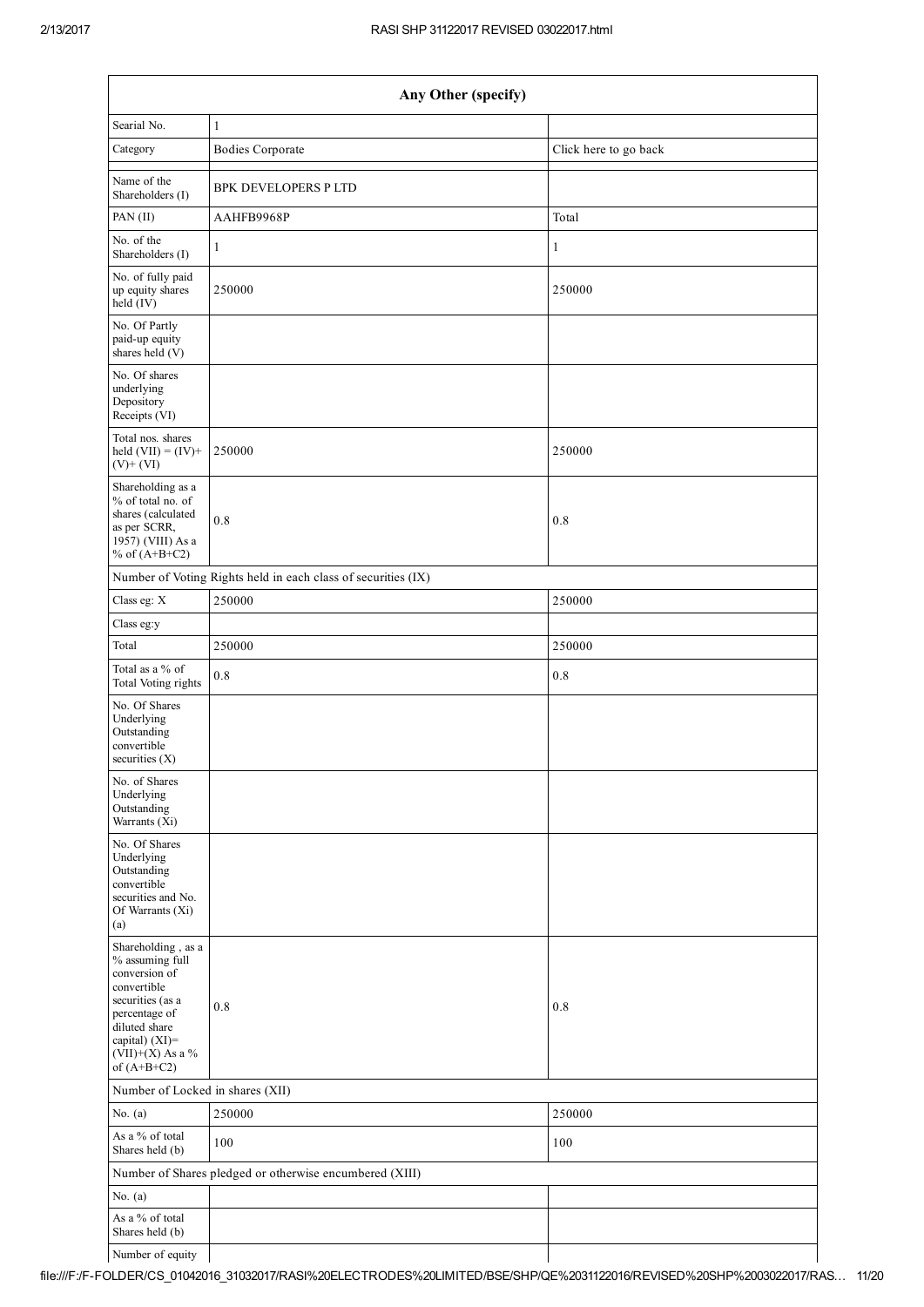| Any Other (specify) | | |
|---|---|---|
| Searial No. | 1 | |
| Category | Bodies Corporate | Click here to go back |
| Name of the Shareholders (I) | BPK DEVELOPERS P LTD | |
| PAN (II) | AAHFB9968P | Total |
| No. of the Shareholders (I) | 1 | 1 |
| No. of fully paid up equity shares held (IV) | 250000 | 250000 |
| No. Of Partly paid-up equity shares held (V) | | |
| No. Of shares underlying Depository Receipts (VI) | | |
| Total nos. shares held (VII) = (IV)+ (V)+ (VI) | 250000 | 250000 |
| Shareholding as a % of total no. of shares (calculated as per SCRR, 1957) (VIII) As a % of (A+B+C2) | 0.8 | 0.8 |
| Number of Voting Rights held in each class of securities (IX) | | |
| Class eg: X | 250000 | 250000 |
| Class eg:y | | |
| Total | 250000 | 250000 |
| Total as a % of Total Voting rights | 0.8 | 0.8 |
| No. Of Shares Underlying Outstanding convertible securities (X) | | |
| No. of Shares Underlying Outstanding Warrants (Xi) | | |
| No. Of Shares Underlying Outstanding convertible securities and No. Of Warrants (Xi) (a) | | |
| Shareholding , as a % assuming full conversion of convertible securities (as a percentage of diluted share capital) (XI)= (VII)+(X) As a % of (A+B+C2) | 0.8 | 0.8 |
| Number of Locked in shares (XII) | | |
| No. (a) | 250000 | 250000 |
| As a % of total Shares held (b) | 100 | 100 |
| Number of Shares pledged or otherwise encumbered (XIII) | | |
| No. (a) | | |
| As a % of total Shares held (b) | | |
| Number of equity | | |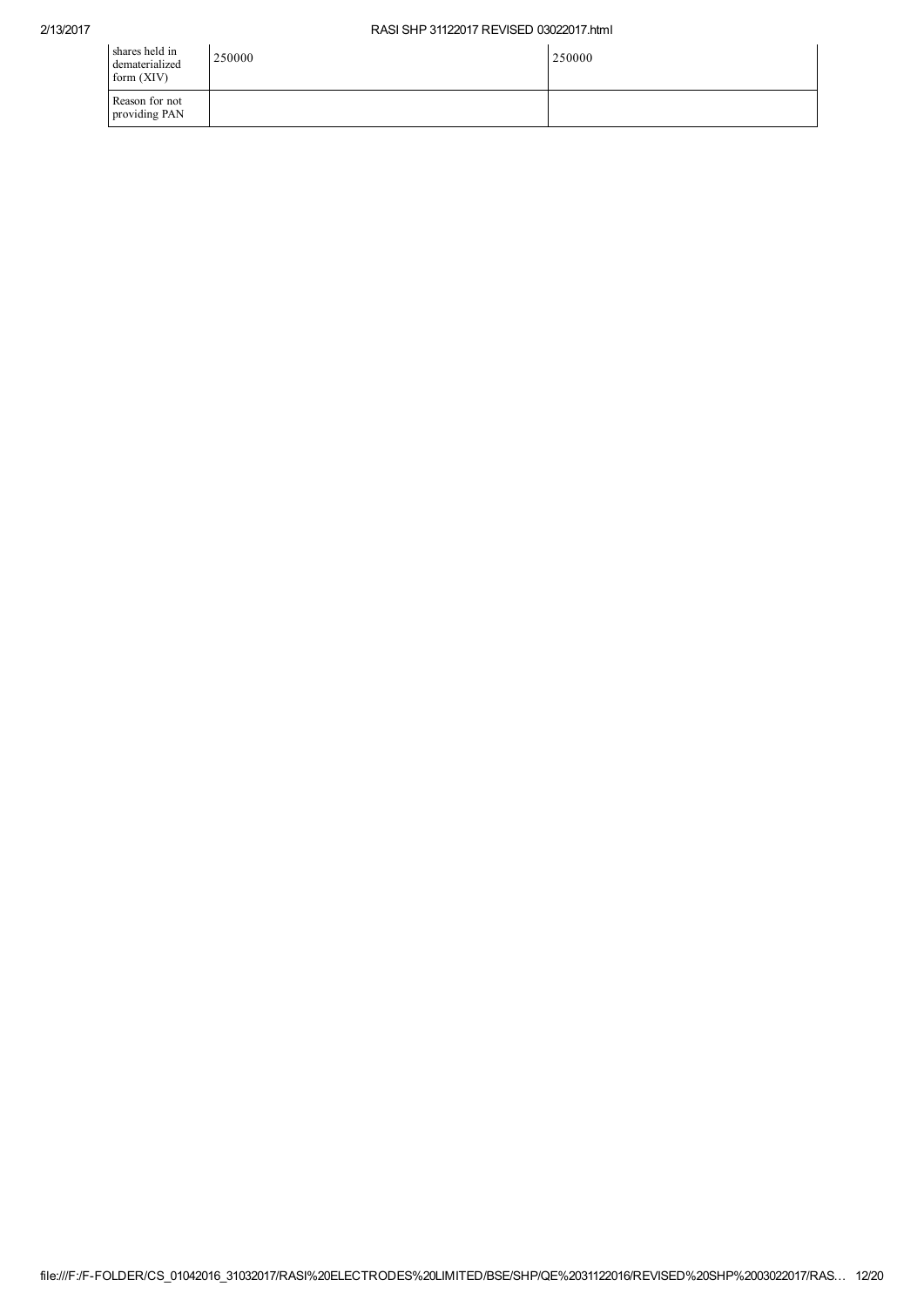| | | |
|---|---|---|
| shares held in dematerialized form (XIV) | 250000 | 250000 |
| Reason for not providing PAN | | |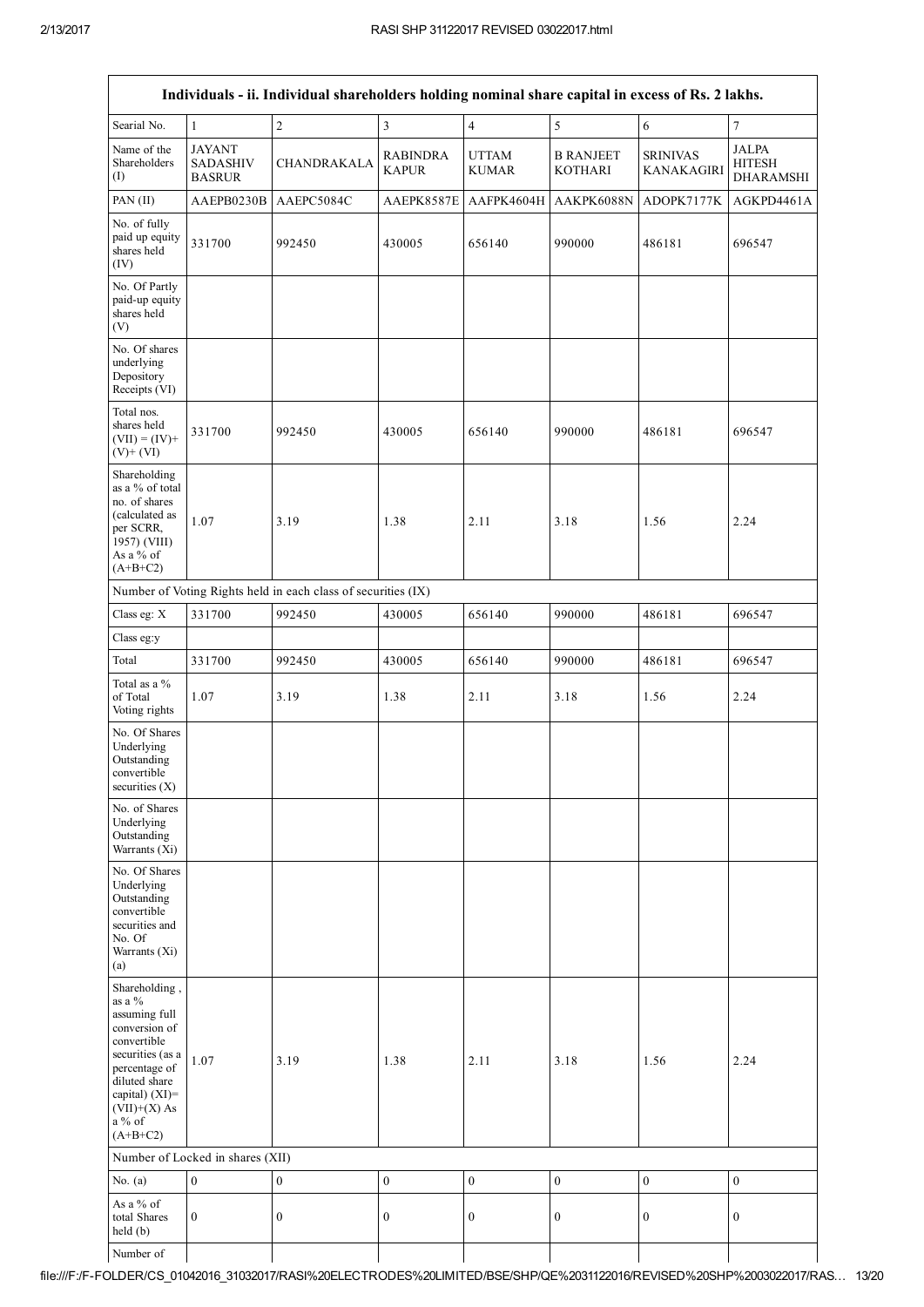| Individuals - ii. Individual shareholders holding nominal share capital in excess of Rs. 2 lakhs. | | | | | | | |
|---|---|---|---|---|---|---|---|
| Searial No. | 1 | 2 | 3 | 4 | 5 | 6 | 7 |
| Name of the Shareholders (I) | JAYANT SADASHIV BASRUR | CHANDRAKALA | RABINDRA KAPUR | UTTAM KUMAR | B RANJEET KOTHARI | SRINIVAS KANAKAGIRI | JALPA HITESH DHARAMSHI |
| PAN (II) | AAEPB0230B | AAEPC5084C | AAEPK8587E | AAFPK4604H | AAKPK6088N | ADOPK7177K | AGKPD4461A |
| No. of fully paid up equity shares held (IV) | 331700 | 992450 | 430005 | 656140 | 990000 | 486181 | 696547 |
| No. Of Partly paid-up equity shares held (V) | | | | | | | |
| No. Of shares underlying Depository Receipts (VI) | | | | | | | |
| Total nos. shares held (VII) = (IV)+ (V)+ (VI) | 331700 | 992450 | 430005 | 656140 | 990000 | 486181 | 696547 |
| Shareholding as a % of total no. of shares (calculated as per SCRR, 1957) (VIII) As a % of (A+B+C2) | 1.07 | 3.19 | 1.38 | 2.11 | 3.18 | 1.56 | 2.24 |
| Number of Voting Rights held in each class of securities (IX) | | | | | | | |
| Class eg: X | 331700 | 992450 | 430005 | 656140 | 990000 | 486181 | 696547 |
| Class eg:y | | | | | | | |
| Total | 331700 | 992450 | 430005 | 656140 | 990000 | 486181 | 696547 |
| Total as a % of Total Voting rights | 1.07 | 3.19 | 1.38 | 2.11 | 3.18 | 1.56 | 2.24 |
| No. Of Shares Underlying Outstanding convertible securities (X) | | | | | | | |
| No. of Shares Underlying Outstanding Warrants (Xi) | | | | | | | |
| No. Of Shares Underlying Outstanding convertible securities and No. Of Warrants (Xi) (a) | | | | | | | |
| Shareholding , as a % assuming full conversion of convertible securities (as a percentage of diluted share capital) (XI)= (VII)+(X) As a % of (A+B+C2) | 1.07 | 3.19 | 1.38 | 2.11 | 3.18 | 1.56 | 2.24 |
| Number of Locked in shares (XII) | | | | | | | |
| No. (a) | 0 | 0 | 0 | 0 | 0 | 0 | 0 |
| As a % of total Shares held (b) | 0 | 0 | 0 | 0 | 0 | 0 | 0 |
| Number of | | | | | | | |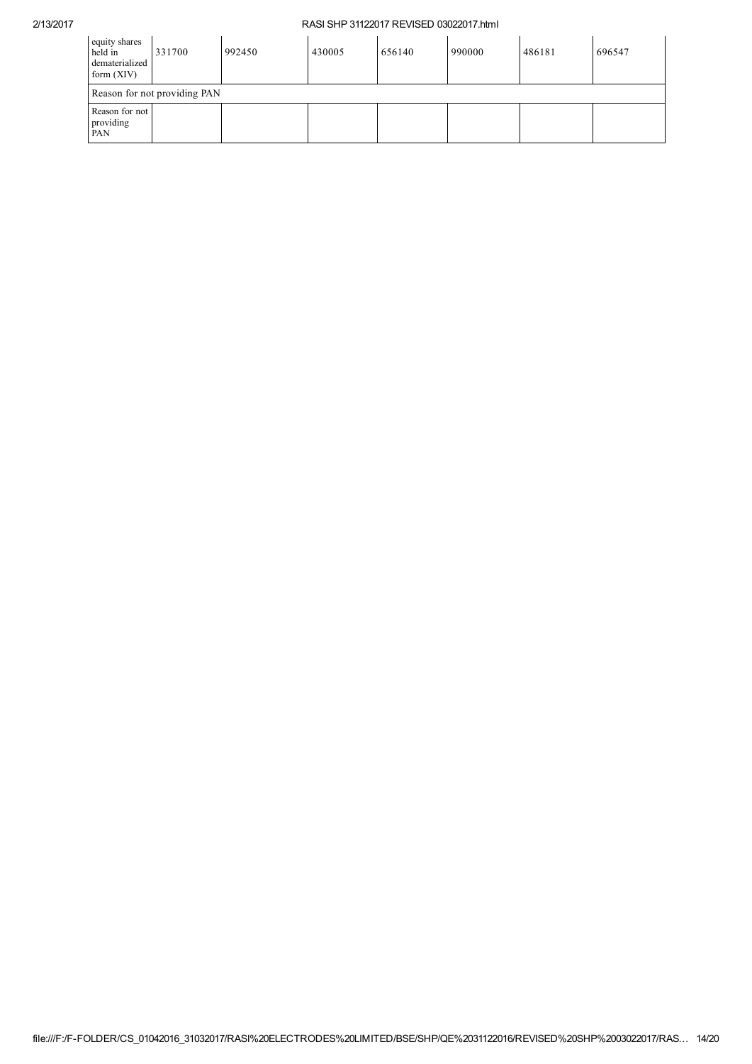| | | | | | | | |
|---|---|---|---|---|---|---|---|
| equity shares held in dematerialized form (XIV) | 331700 | 992450 | 430005 | 656140 | 990000 | 486181 | 696547 |
| Reason for not providing PAN | | | | | | | |
| Reason for not providing PAN | | | | | | | |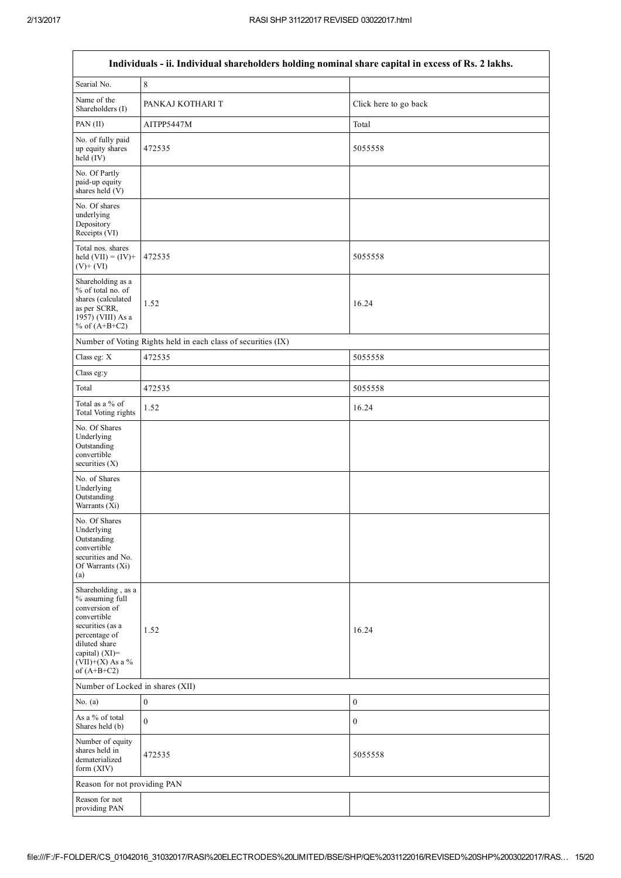| Individuals - ii. Individual shareholders holding nominal share capital in excess of Rs. 2 lakhs. | | |
|---|---|---|
| Searial No. | 8 | |
| Name of the Shareholders (I) | PANKAJ KOTHARI T | Click here to go back |
| PAN (II) | AITPP5447M | Total |
| No. of fully paid up equity shares held (IV) | 472535 | 5055558 |
| No. Of Partly paid-up equity shares held (V) | | |
| No. Of shares underlying Depository Receipts (VI) | | |
| Total nos. shares held (VII) = (IV)+ (V)+ (VI) | 472535 | 5055558 |
| Shareholding as a % of total no. of shares (calculated as per SCRR, 1957) (VIII) As a % of (A+B+C2) | 1.52 | 16.24 |
| Number of Voting Rights held in each class of securities (IX) | | |
| Class eg: X | 472535 | 5055558 |
| Class eg:y | | |
| Total | 472535 | 5055558 |
| Total as a % of Total Voting rights | 1.52 | 16.24 |
| No. Of Shares Underlying Outstanding convertible securities (X) | | |
| No. of Shares Underlying Outstanding Warrants (Xi) | | |
| No. Of Shares Underlying Outstanding convertible securities and No. Of Warrants (Xi) (a) | | |
| Shareholding , as a % assuming full conversion of convertible securities (as a percentage of diluted share capital) (XI)= (VII)+(X) As a % of (A+B+C2) | 1.52 | 16.24 |
| Number of Locked in shares (XII) | | |
| No. (a) | 0 | 0 |
| As a % of total Shares held (b) | 0 | 0 |
| Number of equity shares held in dematerialized form (XIV) | 472535 | 5055558 |
| Reason for not providing PAN | | |
| Reason for not providing PAN | | |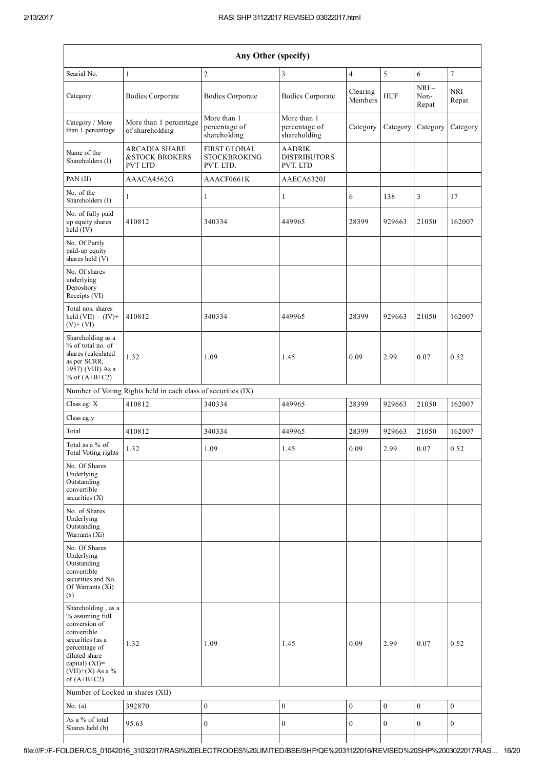| Any Other (specify) | | | | | | | |
|---|---|---|---|---|---|---|---|
| Searial No. | 1 | 2 | 3 | 4 | 5 | 6 | 7 |
| Category | Bodies Corporate | Bodies Corporate | Bodies Corporate | Clearing Members | HUF | NRI – Non-Repat | NRI – Repat |
| Category / More than 1 percentage | More than 1 percentage of shareholding | More than 1 percentage of shareholding | More than 1 percentage of shareholding | Category | Category | Category | Category |
| Name of the Shareholders (I) | ARCADIA SHARE &STOCK BROKERS PVT LTD | FIRST GLOBAL STOCKBROKING PVT. LTD. | AADRIK DISTRIBUTORS PVT. LTD | | | | |
| PAN (II) | AAACA4562G | AAACF0661K | AAECA6320J | | | | |
| No. of the Shareholders (I) | 1 | 1 | 1 | 6 | 138 | 3 | 17 |
| No. of fully paid up equity shares held (IV) | 410812 | 340334 | 449965 | 28399 | 929663 | 21050 | 162007 |
| No. Of Partly paid-up equity shares held (V) | | | | | | | |
| No. Of shares underlying Depository Receipts (VI) | | | | | | | |
| Total nos. shares held (VII) = (IV)+ (V)+ (VI) | 410812 | 340334 | 449965 | 28399 | 929663 | 21050 | 162007 |
| Shareholding as a % of total no. of shares (calculated as per SCRR, 1957) (VIII) As a % of (A+B+C2) | 1.32 | 1.09 | 1.45 | 0.09 | 2.99 | 0.07 | 0.52 |
| Number of Voting Rights held in each class of securities (IX) | | | | | | | |
| Class eg: X | 410812 | 340334 | 449965 | 28399 | 929663 | 21050 | 162007 |
| Class eg:y | | | | | | | |
| Total | 410812 | 340334 | 449965 | 28399 | 929663 | 21050 | 162007 |
| Total as a % of Total Voting rights | 1.32 | 1.09 | 1.45 | 0.09 | 2.99 | 0.07 | 0.52 |
| No. Of Shares Underlying Outstanding convertible securities (X) | | | | | | | |
| No. of Shares Underlying Outstanding Warrants (Xi) | | | | | | | |
| No. Of Shares Underlying Outstanding convertible securities and No. Of Warrants (Xi) (a) | | | | | | | |
| Shareholding , as a % assuming full conversion of convertible securities (as a percentage of diluted share capital) (XI)= (VII)+(X) As a % of (A+B+C2) | 1.32 | 1.09 | 1.45 | 0.09 | 2.99 | 0.07 | 0.52 |
| Number of Locked in shares (XII) | | | | | | | |
| No. (a) | 392870 | 0 | 0 | 0 | 0 | 0 | 0 |
| As a % of total Shares held (b) | 95.63 | 0 | 0 | 0 | 0 | 0 | 0 |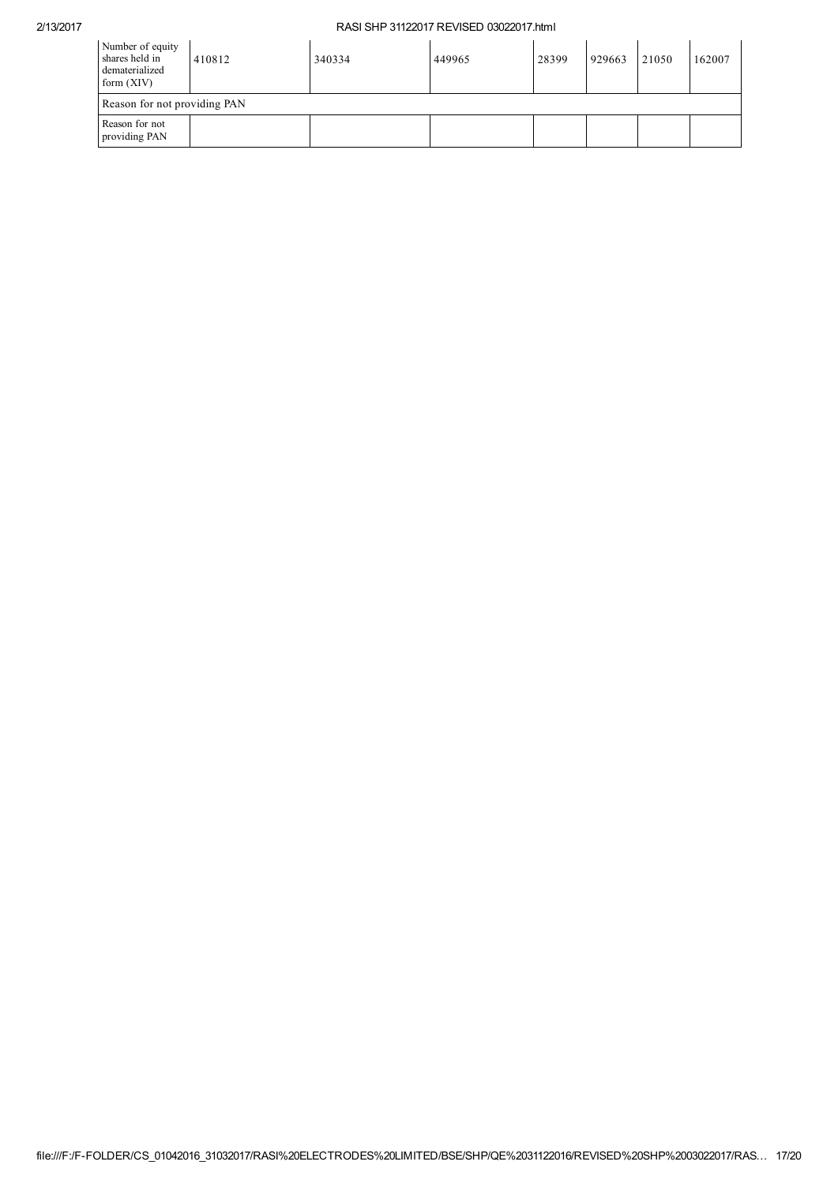| | | | | | | | |
|---|---|---|---|---|---|---|---|
| Number of equity shares held in dematerialized form (XIV) | 410812 | 340334 | 449965 | 28399 | 929663 | 21050 | 162007 |
| Reason for not providing PAN | | | | | | | |
| Reason for not providing PAN | | | | | | | |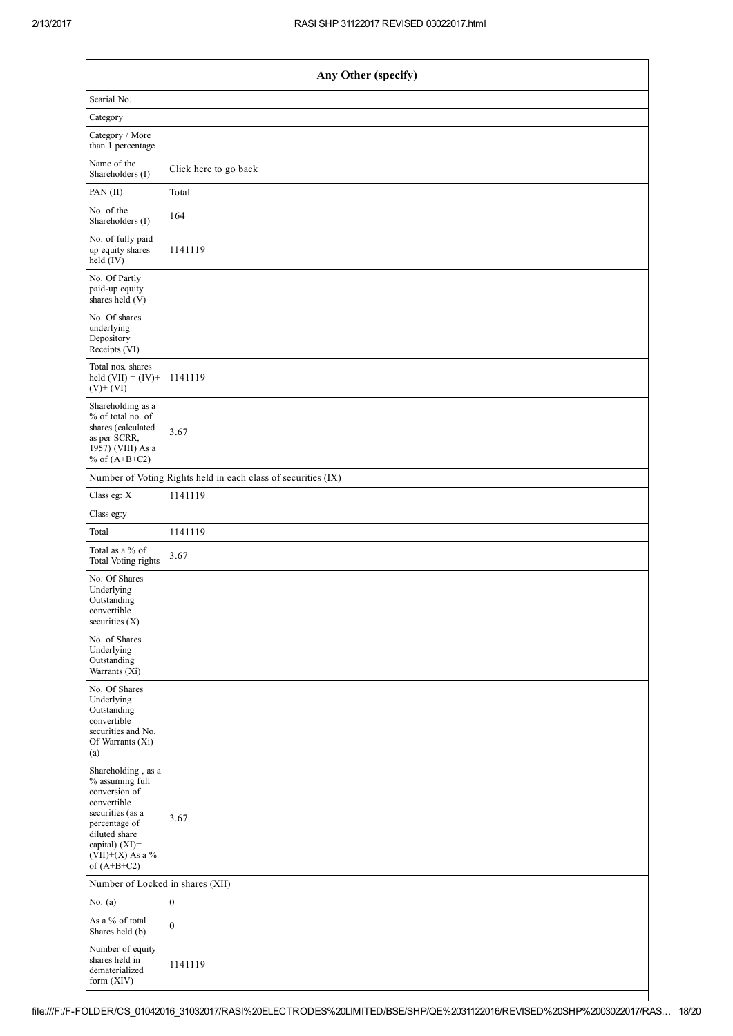| Any Other (specify) | |
|---|---|
| Searial No. | |
| Category | |
| Category / More than 1 percentage | |
| Name of the Shareholders (I) | Click here to go back |
| PAN (II) | Total |
| No. of the Shareholders (I) | 164 |
| No. of fully paid up equity shares held (IV) | 1141119 |
| No. Of Partly paid-up equity shares held (V) | |
| No. Of shares underlying Depository Receipts (VI) | |
| Total nos. shares held (VII) = (IV)+ (V)+ (VI) | 1141119 |
| Shareholding as a % of total no. of shares (calculated as per SCRR, 1957) (VIII) As a % of (A+B+C2) | 3.67 |
| Number of Voting Rights held in each class of securities (IX) | |
| Class eg: X | 1141119 |
| Class eg:y | |
| Total | 1141119 |
| Total as a % of Total Voting rights | 3.67 |
| No. Of Shares Underlying Outstanding convertible securities (X) | |
| No. of Shares Underlying Outstanding Warrants (Xi) | |
| No. Of Shares Underlying Outstanding convertible securities and No. Of Warrants (Xi) (a) | |
| Shareholding , as a % assuming full conversion of convertible securities (as a percentage of diluted share capital) (XI)= (VII)+(X) As a % of (A+B+C2) | 3.67 |
| Number of Locked in shares (XII) | |
| No. (a) | 0 |
| As a % of total Shares held (b) | 0 |
| Number of equity shares held in dematerialized form (XIV) | 1141119 |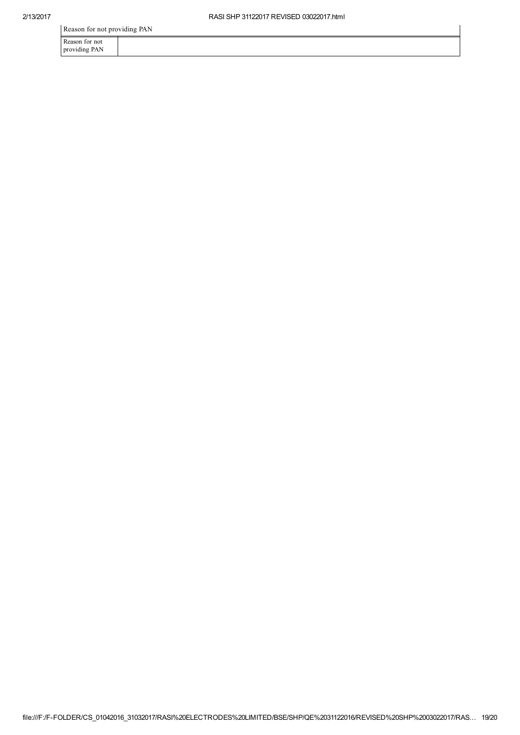| Reason for not providing PAN | |
|---|---|
| Reason for not providing PAN | |